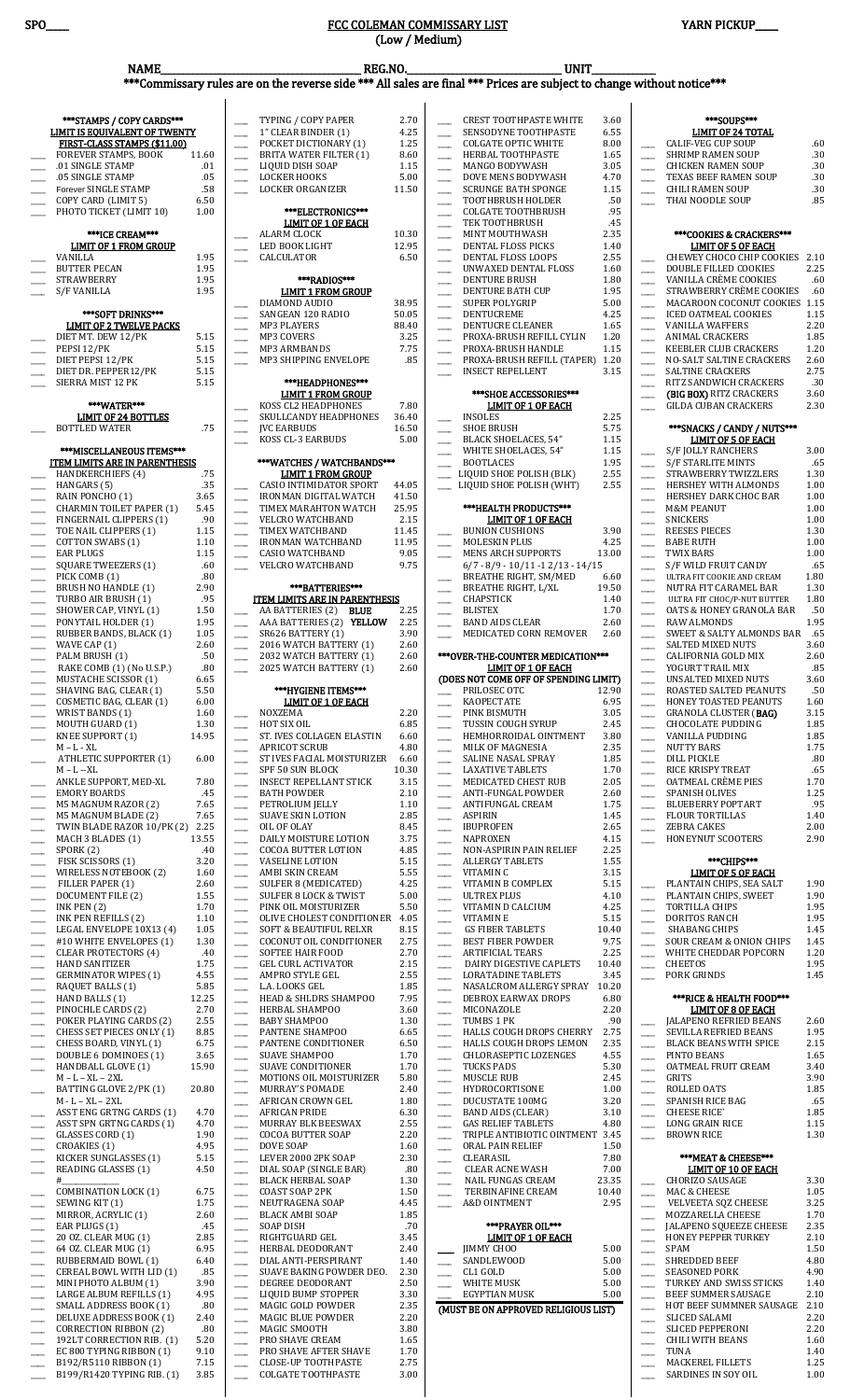SPO_____

# FCC COLEMAN COMMISSARY LIST
## (Low / Medium)

YARN PICKUP_____

NAME____________________ REG.NO.____________________ UNIT__________

***Commissary rules are on the reverse side *** All sales are final *** Prices are subject to change without notice***

**\*\*\*STAMPS / COPY CARDS\*\*\***
**LIMIT IS EQUIVALENT OF TWENTY FIRST-CLASS STAMPS ($11.00)**

| Item | Price |
|---|---|
| FOREVER STAMPS, BOOK | 11.60 |
| .01 SINGLE STAMP | .01 |
| .05 SINGLE STAMP | .05 |
| Forever SINGLE STAMP | .58 |
| COPY CARD (LIMIT 5) | 6.50 |
| PHOTO TICKET (LIMIT 10) | 1.00 |

**\*\*\*ICE CREAM\*\*\***
**LIMIT OF 1 FROM GROUP**

| Item | Price |
|---|---|
| VANILLA | 1.95 |
| BUTTER PECAN | 1.95 |
| STRAWBERRY | 1.95 |
| S/F VANILLA | 1.95 |

**\*\*\*SOFT DRINKS\*\*\***
**LIMIT OF 2 TWELVE PACKS**

| Item | Price |
|---|---|
| DIET MT. DEW 12/PK | 5.15 |
| PEPSI 12/PK | 5.15 |
| DIET PEPSI 12/PK | 5.15 |
| DIET DR. PEPPER 12/PK | 5.15 |
| SIERRA MIST 12 PK | 5.15 |

**\*\*\*WATER\*\*\***
**LIMIT OF 24 BOTTLES**

| Item | Price |
|---|---|
| BOTTLED WATER | .75 |

**\*\*\*MISCELLANEOUS ITEMS\*\*\***
**ITEM LIMITS ARE IN PARENTHESIS**

| Item | Price |
|---|---|
| HANDKERCHIEFS (4) | .75 |
| HANGARS (5) | .35 |
| RAIN PONCHO (1) | 3.65 |
| CHARMIN TOILET PAPER (1) | 5.45 |
| FINGERNAIL CLIPPERS (1) | .90 |
| TOE NAIL CLIPPERS (1) | 1.15 |
| COTTON SWABS (1) | 1.10 |
| EAR PLUGS | 1.15 |
| SQUARE TWEEZERS (1) | .60 |
| PICK COMB (1) | .80 |
| BRUSH NO HANDLE (1) | 2.90 |
| TURBO AIR BRUSH (1) | .95 |
| SHOWER CAP, VINYL (1) | 1.50 |
| PONYTAIL HOLDER (1) | 1.95 |
| RUBBER BANDS, BLACK (1) | 1.05 |
| WAVE CAP (1) | 2.60 |
| PALM BRUSH (1) | .50 |
| RAKE COMB (1) (No U.S.P.) | .80 |
| MUSTACHE SCISSOR (1) | 6.65 |
| SHAVING BAG, CLEAR (1) | 5.50 |
| COSMETIC BAG, CLEAR (1) | 6.00 |
| WRIST BANDS (1) | 1.60 |
| MOUTH GUARD (1) | 1.30 |
| KNEE SUPPORT (1) M – L - XL | 14.95 |
| ATHLETIC SUPPORTER (1) M – L – XL | 6.00 |
| ANKLE SUPPORT, MED-XL | 7.80 |
| EMORY BOARDS | .45 |
| M5 MAGNUM RAZOR (2) | 7.65 |
| M5 MAGNUM BLADE (2) | 7.65 |
| TWIN BLADE RAZOR 10/PK (2) | 2.25 |
| MACH 3 BLADES (1) | 13.55 |
| SPORK (2) | .40 |
| FISK SCISSORS (1) | 3.20 |
| WIRELESS NOTEBOOK (2) | 1.60 |
| FILLER PAPER (1) | 2.60 |
| DOCUMENT FILE (2) | 1.55 |
| INK PEN (2) | 1.70 |
| INK PEN REFILLS (2) | 1.10 |
| LEGAL ENVELOPE 10X13 (4) | 1.05 |
| #10 WHITE ENVELOPES (1) | 1.30 |
| CLEAR PROTECTORS (4) | .40 |
| HAND SANITIZER | 1.75 |
| GERMINATOR WIPES (1) | 4.55 |
| RAQUET BALLS (1) | 5.85 |
| HAND BALLS (1) | 12.25 |
| PINOCHLE CARDS (2) | 2.70 |
| POKER PLAYING CARDS (2) | 2.55 |
| CHESS SET PIECES ONLY (1) | 8.85 |
| CHESS BOARD, VINYL (1) | 6.75 |
| DOUBLE 6 DOMINOES (1) | 3.65 |
| HANDBALL GLOVE (1) M – L – XL – 2XL | 15.90 |
| BATTING GLOVE 2/PK (1) M - L – XL – 2XL | 20.80 |
| ASST ENG GRTNG CARDS (1) | 4.70 |
| ASST SPN GRTNG CARDS (1) | 4.70 |
| GLASSES CORD (1) | 1.90 |
| CROAKIES (1) | 4.95 |
| KICKER SUNGLASSES (1) | 5.15 |
| READING GLASSES (1) #________ | 4.50 |
| COMBINATION LOCK (1) | 6.75 |
| SEWING KIT (1) | 1.75 |
| MIRROR, ACRYLIC (1) | 2.60 |
| EAR PLUGS (1) | .45 |
| 20 OZ. CLEAR MUG (1) | 2.85 |
| 64 OZ. CLEAR MUG (1) | 6.95 |
| RUBBERMAID BOWL (1) | 6.40 |
| CEREAL BOWL WITH LID (1) | .85 |
| MINI PHOTO ALBUM (1) | 3.90 |
| LARGE ALBUM REFILLS (1) | 4.95 |
| SMALL ADDRESS BOOK (1) | .80 |
| DELUXE ADDRESS BOOK (1) | 2.40 |
| CORRECTION RIBBON (2) | .80 |
| 192LT CORRECTION RIB. (1) | 5.20 |
| EC 800 TYPING RIBBON (1) | 9.10 |
| B192/R5110 RIBBON (1) | 7.15 |
| B199/R1420 TYPING RIB. (1) | 3.85 |
| TYPING / COPY PAPER | 2.70 |
| 1" CLEAR BINDER (1) | 4.25 |
| POCKET DICTIONARY (1) | 1.25 |
| BRITA WATER FILTER (1) | 8.60 |
| LIQUID DISH SOAP | 1.15 |
| LOCKER HOOKS | 5.00 |
| LOCKER ORGANIZER | 11.50 |

**\*\*\*ELECTRONICS\*\*\***
**LIMIT OF 1 OF EACH**

| Item | Price |
|---|---|
| ALARM CLOCK | 10.30 |
| LED BOOK LIGHT | 12.95 |
| CALCULATOR | 6.50 |

**\*\*\*RADIOS\*\*\***
**LIMIT 1 FROM GROUP**

| Item | Price |
|---|---|
| DIAMOND AUDIO | 38.95 |
| SANGEAN 120 RADIO | 50.05 |
| MP3 PLAYERS | 88.40 |
| MP3 COVERS | 3.25 |
| MP3 ARMBANDS | 7.75 |
| MP3 SHIPPING ENVELOPE | .85 |

**\*\*\*HEADPHONES\*\*\***
**LIMIT 1 FROM GROUP**

| Item | Price |
|---|---|
| KOSS CL2 HEADPHONES | 7.80 |
| SKULLCANDY HEADPHONES | 36.40 |
| JVC EARBUDS | 16.50 |
| KOSS CL-3 EARBUDS | 5.00 |

**\*\*\*WATCHES / WATCHBANDS\*\*\***
**LIMIT 1 FROM GROUP**

| Item | Price |
|---|---|
| CASIO INTIMIDATOR SPORT | 44.05 |
| IRONMAN DIGITAL WATCH | 41.50 |
| TIMEX MARATHON WATCH | 25.95 |
| VELCRO WATCHBAND | 2.15 |
| TIMEX WATCHBAND | 11.45 |
| IRONMAN WATCHBAND | 11.95 |
| CASIO WATCHBAND | 9.05 |
| VELCRO WATCHBAND | 9.75 |

**\*\*\*BATTERIES\*\*\***
**ITEM LIMITS ARE IN PARENTHESIS**

| Item | Price |
|---|---|
| AA BATTERIES (2) **BLUE** | 2.25 |
| AAA BATTERIES (2) **YELLOW** | 2.25 |
| SR626 BATTERY (1) | 3.90 |
| 2016 WATCH BATTERY (1) | 2.60 |
| 2032 WATCH BATTERY (1) | 2.60 |
| 2025 WATCH BATTERY (1) | 2.60 |

**\*\*\*HYGIENE ITEMS\*\*\***
**LIMIT OF 1 OF EACH**

| Item | Price |
|---|---|
| NOXZEMA | 2.20 |
| HOT SIX OIL | 6.85 |
| ST. IVES COLLAGEN ELASTIN | 6.60 |
| APRICOT SCRUB | 4.80 |
| ST IVES FACIAL MOISTURIZER | 6.60 |
| SPF 50 SUN BLOCK | 10.30 |
| INSECT REPELLANT STICK | 3.15 |
| BATH POWDER | 2.10 |
| PETROLEUM JELLY | 1.10 |
| SUAVE SKIN LOTION | 2.85 |
| OIL OF OLAY | 8.45 |
| DAILY MOISTURE LOTION | 3.75 |
| COCOA BUTTER LOTION | 4.85 |
| VASELINE LOTION | 5.15 |
| AMBI SKIN CREAM | 5.55 |
| SULFER 8 (MEDICATED) | 4.25 |
| SULFER 8 LOCK & TWIST | 5.00 |
| PINK OIL MOISTURIZER | 5.50 |
| OLIVE CHOLEST CONDITIONER | 4.05 |
| SOFT & BEAUTIFUL RELXR | 8.15 |
| COCONUT OIL CONDITIONER | 2.75 |
| SOFTEE HAIR FOOD | 2.70 |
| GEL CURL ACTIVATOR | 2.15 |
| AMPRO STYLE GEL | 2.55 |
| L.A. LOOKS GEL | 1.85 |
| HEAD & SHLDRS SHAMPOO | 7.95 |
| HERBAL SHAMPOO | 3.60 |
| BABY SHAMPOO | 1.30 |
| PANTENE SHAMPOO | 6.65 |
| PANTENE CONDITIONER | 6.50 |
| SUAVE SHAMPOO | 1.70 |
| SUAVE CONDITIONER | 1.70 |
| MOTIONS OIL MOISTURIZER | 5.80 |
| MURRAY'S POMADE | 2.40 |
| AFRICAN CROWN GEL | 1.80 |
| AFRICAN PRIDE | 6.30 |
| MURRAY BLK BEESWAX | 2.55 |
| COCOA BUTTER SOAP | 2.20 |
| DOVE SOAP | 1.60 |
| LEVER 2000 2PK SOAP | 2.30 |
| DIAL SOAP (SINGLE BAR) | .80 |
| BLACK HERBAL SOAP | 1.30 |
| COAST SOAP 2PK | 1.50 |
| NEUTRAGENA SOAP | 4.45 |
| BLACK AMBER SOAP | 1.85 |
| SOAP DISH | .70 |
| RIGHTGUARD GEL | 3.45 |
| HERBAL DEODORANT | 2.40 |
| DIAL ANTI-PERSPIRANT | 1.40 |
| SUAVE BAKING POWDER DEO. | 2.30 |
| DEGREE DEODORANT | 2.50 |
| LIQUID BUMP STOPPER | 3.30 |
| MAGIC GOLD POWDER | 2.35 |
| MAGIC BLUE POWDER | 2.20 |
| MAGIC SMOOTH | 3.80 |
| PRO SHAVE CREAM | 1.65 |
| PRO SHAVE AFTER SHAVE | 1.70 |
| CLOSE-UP TOOTHPASTE | 2.75 |
| COLGATE TOOTHPASTE | 3.00 |
| CREST TOOTHPASTE WHITE | 3.60 |
| SENSODYNE TOOTHPASTE | 6.55 |
| COLGATE OPTIC WHITE | 8.00 |
| HERBAL TOOTHPASTE | 1.65 |
| MANGO BODYWASH | 3.05 |
| DOVE MENS BODYWASH | 4.70 |
| SCRUNGE BATH SPONGE | 1.15 |
| TOOTHBRUSH HOLDER | .50 |
| COLGATE TOOTHBRUSH | .95 |
| TEK TOOTHBRUSH | .45 |
| MINT MOUTHWASH | 2.35 |
| DENTAL FLOSS PICKS | 1.40 |
| DENTAL FLOSS LOOPS | 2.55 |
| UNWAXED DENTAL FLOSS | 1.60 |
| DENTURE BRUSH | 1.80 |
| DENTURE BATH CUP | 1.95 |
| SUPER POLYGRIP | 5.00 |
| DENTUCREME | 4.25 |
| DENTURE CLEANER | 1.65 |
| PROXA-BRUSH REFILL CYLIN | 1.20 |
| PROXA-BRUSH HANDLE | 1.15 |
| PROXA-BRUSH REFILL (TAPER) | 1.20 |
| INSECT REPELLENT | 3.15 |

**\*\*\*SHOE ACCESSORIES\*\*\***
**LIMIT OF 1 OF EACH**

| Item | Price |
|---|---|
| INSOLES | 2.25 |
| SHOE BRUSH | 5.75 |
| BLACK SHOELACES, 54" | 1.15 |
| WHITE SHOELACES, 54" | 1.15 |
| BOOTLACES | 1.95 |
| LIQUID SHOE POLISH (BLK) | 2.55 |
| LIQUID SHOE POLISH (WHT) | 2.55 |

**\*\*\*HEALTH PRODUCTS\*\*\***
**LIMIT OF 1 OF EACH**

| Item | Price |
|---|---|
| BUNION CUSHIONS | 3.90 |
| MOLESKIN PLUS | 4.25 |
| MENS ARCH SUPPORTS 6/7 - 8/9 - 10/11 -1 2/13 - 14/15 | 13.00 |
| BREATHE RIGHT, SM/MED | 6.60 |
| BREATHE RIGHT, L/XL | 19.50 |
| CHAPSTICK | 1.40 |
| BLISTEX | 1.70 |
| BAND AIDS CLEAR | 2.60 |
| MEDICATED CORN REMOVER | 2.60 |

**\*\*\*OVER-THE-COUNTER MEDICATION\*\*\***
**LIMIT OF 1 OF EACH**
**(DOES NOT COME OFF OF SPENDING LIMIT)**

| Item | Price |
|---|---|
| PRILOSEC OTC | 12.90 |
| KAOPECTATE | 6.95 |
| PINK BISMUTH | 3.05 |
| TUSSIN COUGH SYRUP | 2.45 |
| HEMHORROIDAL OINTMENT | 3.80 |
| MILK OF MAGNESIA | 2.35 |
| SALINE NASAL SPRAY | 1.85 |
| LAXATIVE TABLETS | 1.70 |
| MEDICATED CHEST RUB | 2.05 |
| ANTI-FUNGAL POWDER | 2.60 |
| ANTIFUNGAL CREAM | 1.75 |
| ASPIRIN | 1.45 |
| IBUPROFEN | 2.65 |
| NAPROXEN | 4.15 |
| NON-ASPIRIN PAIN RELIEF | 2.25 |
| ALLERGY TABLETS | 1.55 |
| VITAMIN C | 3.15 |
| VITAMIN B COMPLEX | 5.15 |
| ULTREX PLUS | 4.10 |
| VITAMIN D CALCIUM | 4.25 |
| VITAMIN E | 5.15 |
| GS FIBER TABLETS | 10.40 |
| BEST FIBER POWDER | 9.75 |
| ARTIFICIAL TEARS | 2.25 |
| DAIRY DIGESTIVE CAPLETS | 10.40 |
| LORATADINE TABLETS | 3.45 |
| NASALCROM ALLERGY SPRAY | 10.20 |
| DEBROX EARWAX DROPS | 6.80 |
| MICONAZOLE | 2.20 |
| TUMBS 1 PK | .90 |
| HALLS COUGH DROPS CHERRY | 2.75 |
| HALLS COUGH DROPS LEMON | 2.35 |
| CHLORASEPTIC LOZENGES | 4.55 |
| TUCKS PADS | 5.30 |
| MUSCLE RUB | 2.45 |
| HYDROCORTISONE | 1.00 |
| DUCUSTATE 100MG | 3.20 |
| BAND AIDS (CLEAR) | 3.10 |
| GAS RELIEF TABLETS | 4.80 |
| TRIPLE ANTIBIOTIC OINTMENT | 3.45 |
| ORAL PAIN RELIEF | 1.50 |
| CLEARASIL | 7.80 |
| CLEAR ACNE WASH | 7.00 |
| NAIL FUNGAS CREAM | 23.35 |
| TERBINAFINE CREAM | 10.40 |
| A&D OINTMENT | 2.95 |

**\*\*\*PRAYER OIL\*\*\***
**LIMIT OF 1 OF EACH**

| Item | Price |
|---|---|
| JIMMY CHOO | 5.00 |
| SANDLEWOOD | 5.00 |
| CL1 GOLD | 5.00 |
| WHITE MUSK | 5.00 |
| EGYPTIAN MUSK | 5.00 |

**(MUST BE ON APPROVED RELIGIOUS LIST)**

**\*\*\*SOUPS\*\*\***
**LIMIT OF 24 TOTAL**

| Item | Price |
|---|---|
| CALIF-VEG CUP SOUP | .60 |
| SHRIMP RAMEN SOUP | .30 |
| CHICKEN RAMEN SOUP | .30 |
| TEXAS BEEF RAMEN SOUP | .30 |
| CHILI RAMEN SOUP | .30 |
| THAI NOODLE SOUP | .85 |

**\*\*\*COOKIES & CRACKERS\*\*\***
**LIMIT OF 5 OF EACH**

| Item | Price |
|---|---|
| CHEWEY CHOCO CHIP COOKIES | 2.10 |
| DOUBLE FILLED COOKIES | 2.25 |
| VANILLA CRÈME COOKIES | .60 |
| STRAWBERRY CRÈME COOKIES | .60 |
| MACAROON COCONUT COOKIES | 1.15 |
| ICED OATMEAL COOKIES | 1.15 |
| VANILLA WAFFERS | 2.20 |
| ANIMAL CRACKERS | 1.85 |
| KEEBLER CLUB CRACKERS | 1.20 |
| NO-SALT SALTINE CRACKERS | 2.60 |
| SALTINE CRACKERS | 2.75 |
| RITZ SANDWICH CRACKERS | .30 |
| **(BIG BOX)** RITZ CRACKERS | 3.60 |
| GILDA CUBAN CRACKERS | 2.30 |

**\*\*\*SNACKS / CANDY / NUTS\*\*\***
**LIMIT OF 5 OF EACH**

| Item | Price |
|---|---|
| S/F JOLLY RANCHERS | 3.00 |
| S/F STARLITE MINTS | .65 |
| STRAWBERRY TWIZZLERS | 1.30 |
| HERSHEY WITH ALMONDS | 1.00 |
| HERSHEY DARK CHOC BAR | 1.00 |
| M&M PEANUT | 1.00 |
| SNICKERS | 1.00 |
| REESES PIECES | 1.30 |
| BABE RUTH | 1.00 |
| TWIX BARS | 1.00 |
| S/F WILD FRUIT CANDY | .65 |
| ULTRA FIT COOKIE AND CREAM | 1.80 |
| NUTRA FIT CARAMEL BAR | 1.30 |
| ULTRA FIT CHOC/P-NUT BUTTER | 1.80 |
| OATS & HONEY GRANOLA BAR | .50 |
| RAW ALMONDS | 1.95 |
| SWEET & SALTY ALMONDS BAR | .65 |
| SALTED MIXED NUTS | 3.60 |
| CALIFORNIA GOLD MIX | 2.60 |
| YOGURT TRAIL MIX | .85 |
| UNSALTED MIXED NUTS | 3.60 |
| ROASTED SALTED PEANUTS | .50 |
| HONEY TOASTED PEANUTS | 1.60 |
| GRANOLA CLUSTER (**BAG**) | 3.15 |
| CHOCOLATE PUDDING | 1.85 |
| VANILLA PUDDING | 1.85 |
| NUTTY BARS | 1.75 |
| DILL PICKLE | .80 |
| RICE KRISPY TREAT | .65 |
| OATMEAL CRÈME PIES | 1.70 |
| SPANISH OLIVES | 1.25 |
| BLUEBERRY POPTART | .95 |
| FLOUR TORTILLAS | 1.40 |
| ZEBRA CAKES | 2.00 |
| HONEYNUT SCOOTERS | 2.90 |

**\*\*\*CHIPS\*\*\***
**LIMIT OF 5 OF EACH**

| Item | Price |
|---|---|
| PLANTAIN CHIPS, SEA SALT | 1.90 |
| PLANTAIN CHIPS, SWEET | 1.90 |
| TORTILLA CHIPS | 1.95 |
| DORITOS RANCH | 1.95 |
| SHABANG CHIPS | 1.45 |
| SOUR CREAM & ONION CHIPS | 1.45 |
| WHITE CHEDDAR POPCORN | 1.20 |
| CHEETOS | 1.95 |
| PORK GRINDS | 1.45 |

**\*\*\*RICE & HEALTH FOOD\*\*\***
**LIMIT OF 8 OF EACH**

| Item | Price |
|---|---|
| JALAPENO REFRIED BEANS | 2.60 |
| SEVILLA REFRIED BEANS | 1.95 |
| BLACK BEANS WITH SPICE | 2.15 |
| PINTO BEANS | 1.65 |
| OATMEAL FRUIT CREAM | 3.40 |
| GRITS | 3.90 |
| ROLLED OATS | 1.85 |
| SPANISH RICE BAG | .65 |
| CHEESE RICE' | 1.85 |
| LONG GRAIN RICE | 1.15 |
| BROWN RICE | 1.30 |

**\*\*\*MEAT & CHEESE\*\*\***
**LIMIT OF 10 OF EACH**

| Item | Price |
|---|---|
| CHORIZO SAUSAGE | 3.30 |
| MAC & CHEESE | 1.05 |
| VELVEETA SQZ CHEESE | 3.25 |
| MOZZARELLA CHEESE | 1.70 |
| JALAPENO SQUEEZE CHEESE | 2.35 |
| HONEY PEPPER TURKEY | 2.10 |
| SPAM | 1.50 |
| SHREDDED BEEF | 4.80 |
| SEASONED PORK | 4.90 |
| TURKEY AND SWISS STICKS | 1.40 |
| BEEF SUMMER SAUSAGE | 2.10 |
| HOT BEEF SUMMNER SAUSAGE | 2.10 |
| SLICED SALAMI | 2.20 |
| SLICED PEPPERONI | 2.20 |
| CHILI WITH BEANS | 1.60 |
| TUNA | 1.40 |
| MACKEREL FILLETS | 1.25 |
| SARDINES IN SOY OIL | 1.00 |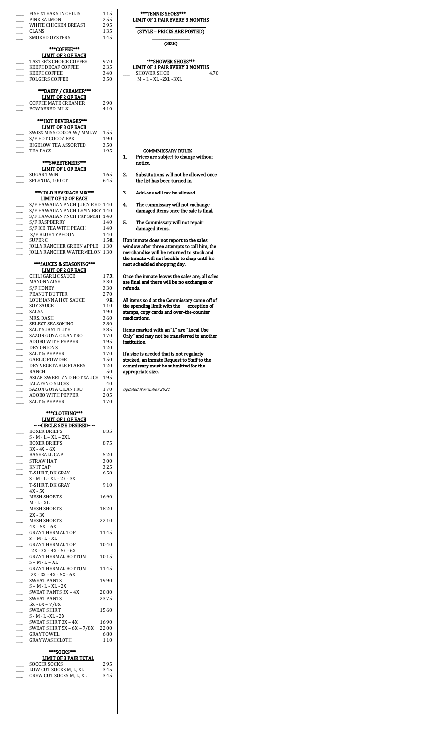| | | |
|---|---|---|
| ___ | FISH STEAKS IN CHILIS | 1.15 |
| ___ | PINK SALMON | 2.55 |
| ___ | WHITE CHICKEN BREAST | 2.95 |
| ___ | CLAMS | 1.35 |
| ___ | SMOKED OYSTERS | 1.45 |

**\*\*\*COFFEE\*\*\***
**LIMIT OF 3 OF EACH**

| | | |
|---|---|---|
| ___ | TASTER'S CHOICE COFFEE | 9.70 |
| ___ | KEEFE DECAF COFFEE | 2.35 |
| ___ | KEEFE COFFEE | 3.40 |
| ___ | FOLGERS COFFEE | 3.50 |

**\*\*\*DAIRY / CREAMER\*\*\***
**LIMIT OF 2 OF EACH**

| | | |
|---|---|---|
| ___ | COFFEE MATE CREAMER | 2.90 |
| ___ | POWDERED MILK | 4.10 |

**\*\*\*HOT BEVERAGES\*\*\***
**LIMIT OF 8 OF EACH**

| | | |
|---|---|---|
| ___ | SWISS MISS COCOA W/ MMLW | 1.55 |
| ___ | S/F HOT COCOA 8PK | 1.90 |
| ___ | BIGELOW TEA ASSORTED | 3.50 |
| ___ | TEA BAGS | 1.95 |

**\*\*\*SWEETENERS\*\*\***
**LIMIT OF 1 OF EACH**

| | | |
|---|---|---|
| ___ | SUGAR TWIN | 1.65 |
| ___ | SPLENDA, 100 CT | 6.45 |

**\*\*\*COLD BEVERAGE MIX\*\*\***
**LIMIT OF 12 OF EACH**

| | | |
|---|---|---|
| ___ | S/F HAWAIIAN PNCH JUICY RED | 1.40 |
| ___ | S/F HAWAIIAN PNCH LEMN BRY | 1.40 |
| ___ | S/F HAWAIIAN PNCH PRP SMSH | 1.40 |
| ___ | S/F RASPBERRY | 1.40 |
| ___ | S/F ICE TEA WITH PEACH | 1.40 |
| ___ | S/F BLUE TYPHOON | 1.40 |
| ___ | SUPER C | 1.56 |
| ___ | JOLLY RANCHER GREEN APPLE | 1.30 |
| ___ | JOLLY RANCHER WATERMELON | 1.30 |

**\*\*\*SAUCES & SEASONING\*\*\***
**LIMIT OF 2 OF EACH**

| | | |
|---|---|---|
| ___ | CHILI GARLIC SAUCE | 1.77 |
| ___ | MAYONNAISE | 3.30 |
| ___ | S/F HONEY | 3.30 |
| ___ | PEANUT BUTTER | 2.70 |
| ___ | LOUISIANNA HOT SAUCE | .98 |
| ___ | SOY SAUCE | 1.10 |
| ___ | SALSA | 1.90 |
| ___ | MRS. DASH | 3.60 |
| ___ | SELECT SEASONING | 2.80 |
| ___ | SALT SUBSTITUTE | 3.85 |
| ___ | SAZON GOYA CILANTRO | 1.70 |
| ___ | ADOBO WITH PEPPER | 1.95 |
| ___ | DRY ONIONS | 1.20 |
| ___ | SALT & PEPPER | 1.70 |
| ___ | GARLIC POWDER | 1.50 |
| ___ | DRY VEGETABLE FLAKES | 1.20 |
| ___ | RANCH | .50 |
| ___ | ASIAN SWEET AND HOT SAUCE | 1.95 |
| ___ | JALAPENO SLICES | .40 |
| ___ | SAZON GOYA CILANTRO | 1.70 |
| ___ | ADOBO WITH PEPPER | 2.05 |
| ___ | SALT & PEPPER | 1.70 |

**\*\*\*CLOTHING\*\*\***
**LIMIT OF 1 OF EACH**
**~~CIRCLE SIZE DESIRED~~**

| | | |
|---|---|---|
| ___ | BOXER BRIEFS<br>S - M - L – XL – 2XL | 8.35 |
| ___ | BOXER BRIEFS<br>3X - 4X – 6X | 8.75 |
| ___ | BASEBALL CAP | 5.20 |
| ___ | STRAW HAT | 3.00 |
| ___ | KNIT CAP | 3.25 |
| ___ | T-SHIRT, DK GRAY<br>S - M - L - XL - 2X - 3X | 6.50 |
| ___ | T-SHIRT, DK GRAY<br>4X - 5X | 9.10 |
| ___ | MESH SHORTS<br>M - L - XL | 16.90 |
| ___ | MESH SHORTS<br>2X - 3X | 18.20 |
| ___ | MESH SHORTS<br>4X – 5X – 6X | 22.10 |
| ___ | GRAY THERMAL TOP<br>S – M - L - XL | 11.45 |
| ___ | GRAY THERMAL TOP<br>2X - 3X - 4X - 5X - 6X | 10.40 |
| ___ | GRAY THERMAL BOTTOM<br>S – M - L – XL | 10.15 |
| ___ | GRAY THERMAL BOTTOM<br>2X - 3X - 4X - 5X - 6X | 11.45 |
| ___ | SWEAT PANTS<br>S – M - L - XL - 2X | 19.90 |
| ___ | SWEAT PANTS 3X – 4X | 20.80 |
| ___ | SWEAT PANTS<br>5X - 6X – 7/8X | 23.75 |
| ___ | SWEAT SHIRT<br>S - M - L -XL - 2X | 15.60 |
| ___ | SWEAT SHIRT 3X – 4X | 16.90 |
| ___ | SWEAT SHIRT 5X – 6X – 7/8X | 22.00 |
| ___ | GRAY TOWEL | 6.80 |
| ___ | GRAY WASHCLOTH | 1.10 |

**\*\*\*SOCKS\*\*\***
**LIMIT OF 3 PAIR TOTAL**

| | | |
|---|---|---|
| ___ | SOCCER SOCKS | 2.95 |
| ___ | LOW CUT SOCKS M, L, XL | 3.45 |
| ___ | CREW CUT SOCKS M, L, XL | 3.45 |

**\*\*\*TENNIS SHOES\*\*\***
**LIMIT OF 1 PAIR EVERY 3 MONTHS**

_______________________
**(STYLE – PRICES ARE POSTED)**

___________
**(SIZE)**

**\*\*\*SHOWER SHOES\*\*\***
**LIMIT OF 1 PAIR EVERY 3 MONTHS**

| | | |
|---|---|---|
| ___ | SHOWER SHOE<br>M – L – XL - 2XL - 3XL | 4.70 |

**COMMMISSARY RULES**

1. **Prices are subject to change without notice.**
2. **Substitutions will not be allowed once the list has been turned in.**
3. **Add-ons will not be allowed.**
4. **The commissary will not exchange damaged items once the sale is final.**
5. **The Commissary will not repair damaged items.**

**If an inmate does not report to the sales window after three attempts to call him, the merchandise will be returned to stock and the inmate will not be able to shop until his next scheduled shopping day.**

**Once the inmate leaves the sales are, all sales are final and there will be no exchanges or refunds.**

**All items sold at the Commissary come off of the spending limit with the exception of stamps, copy cards and over-the-counter medications.**

**Items marked with an "L" are "Local Use Only" and may not be transferred to another institution.**

**If a size is needed that is not regularly stocked, an Inmate Request to Staff to the commissary must be submitted for the appropriate size.**

*Updated November 2021*